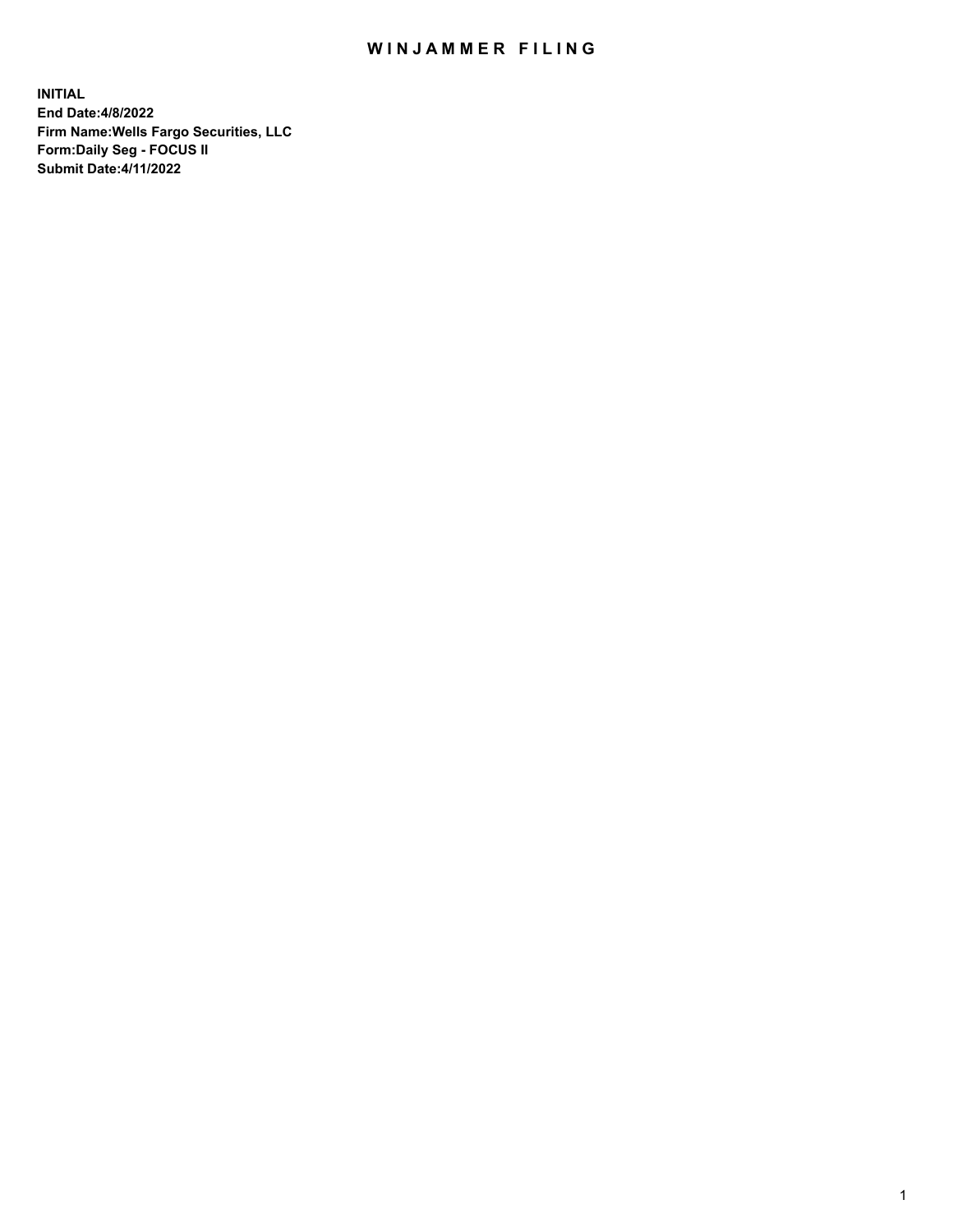# WINJAMMER FILING

**INITIAL**
**End Date:4/8/2022**
**Firm Name:Wells Fargo Securities, LLC**
**Form:Daily Seg - FOCUS II**
**Submit Date:4/11/2022**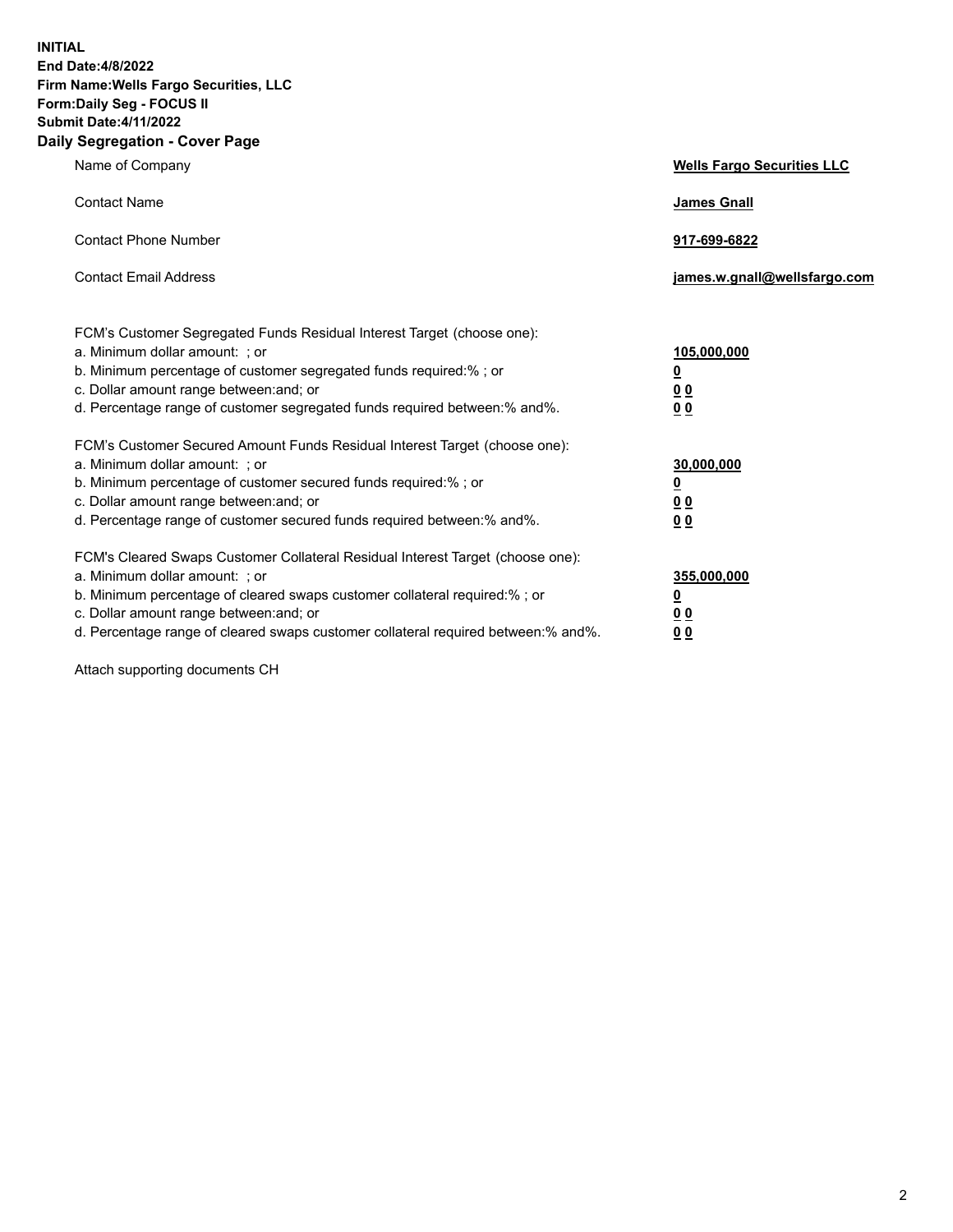**INITIAL**
**End Date:4/8/2022**
**Firm Name:Wells Fargo Securities, LLC**
**Form:Daily Seg - FOCUS II**
**Submit Date:4/11/2022**

## Daily Segregation - Cover Page

| | |
|---|---|
| Name of Company | **Wells Fargo Securities LLC** |
| Contact Name | **James Gnall** |
| Contact Phone Number | **917-699-6822** |
| Contact Email Address | **james.w.gnall@wellsfargo.com** |

| | |
|---|---|
| FCM's Customer Segregated Funds Residual Interest Target (choose one): | |
| a. Minimum dollar amount: ; or | **105,000,000** |
| b. Minimum percentage of customer segregated funds required:% ; or | **0** |
| c. Dollar amount range between:and; or | **0 0** |
| d. Percentage range of customer segregated funds required between:% and%. | **0 0** |
| FCM's Customer Secured Amount Funds Residual Interest Target (choose one): | |
| a. Minimum dollar amount: ; or | **30,000,000** |
| b. Minimum percentage of customer secured funds required:% ; or | **0** |
| c. Dollar amount range between:and; or | **0 0** |
| d. Percentage range of customer secured funds required between:% and%. | **0 0** |
| FCM's Cleared Swaps Customer Collateral Residual Interest Target (choose one): | |
| a. Minimum dollar amount: ; or | **355,000,000** |
| b. Minimum percentage of cleared swaps customer collateral required:% ; or | **0** |
| c. Dollar amount range between:and; or | **0 0** |
| d. Percentage range of cleared swaps customer collateral required between:% and%. | **0 0** |

Attach supporting documents CH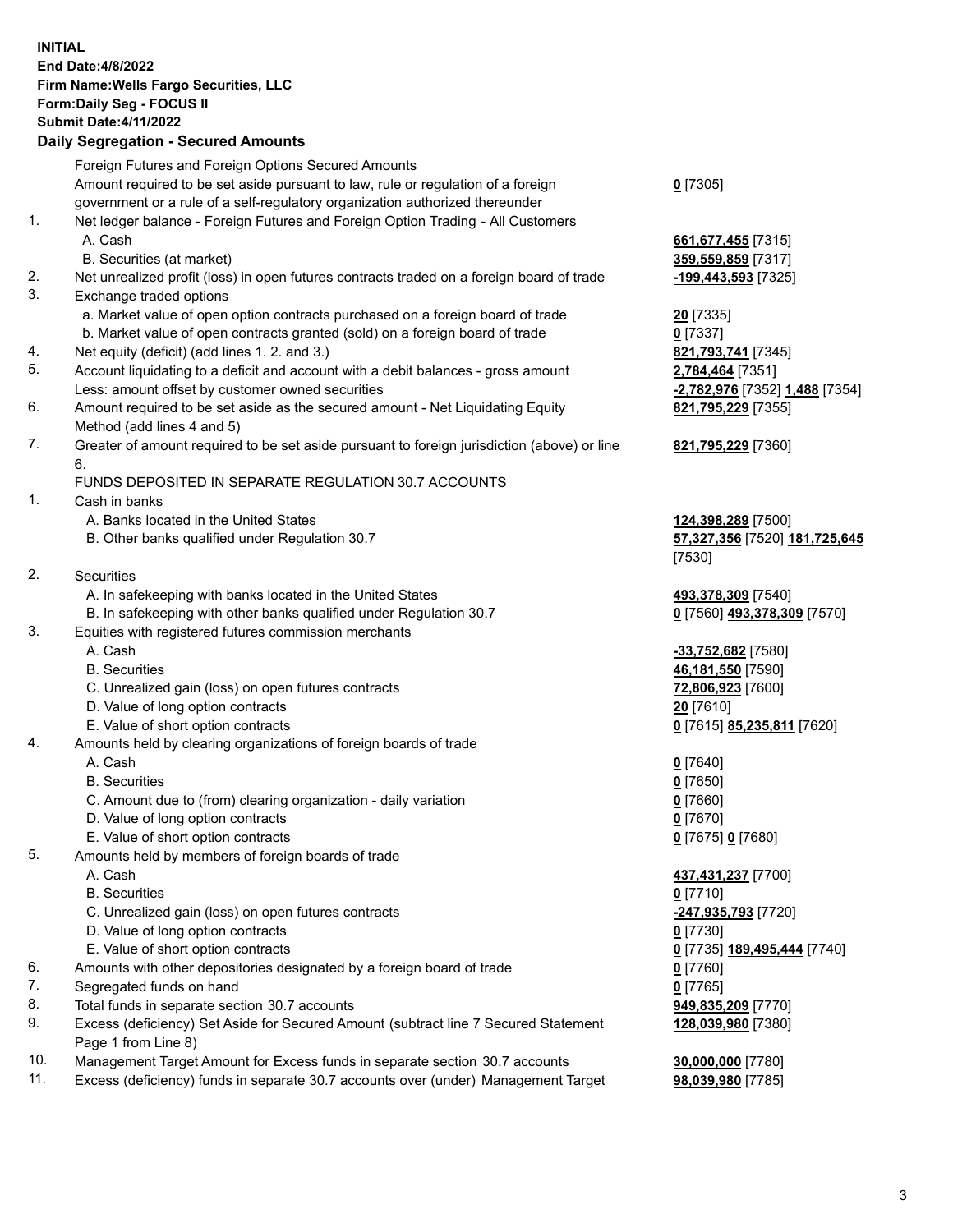**INITIAL**
**End Date:4/8/2022**
**Firm Name:Wells Fargo Securities, LLC**
**Form:Daily Seg - FOCUS II**
**Submit Date:4/11/2022**

## Daily Segregation - Secured Amounts

| | | |
|---|---|---|
| | Foreign Futures and Foreign Options Secured Amounts | |
| | Amount required to be set aside pursuant to law, rule or regulation of a foreign government or a rule of a self-regulatory organization authorized thereunder | **0** [7305] |
| 1. | Net ledger balance - Foreign Futures and Foreign Option Trading - All Customers | |
| | A. Cash | **661,677,455** [7315] |
| | B. Securities (at market) | **359,559,859** [7317] |
| 2. | Net unrealized profit (loss) in open futures contracts traded on a foreign board of trade | **-199,443,593** [7325] |
| 3. | Exchange traded options | |
| | a. Market value of open option contracts purchased on a foreign board of trade | **20** [7335] |
| | b. Market value of open contracts granted (sold) on a foreign board of trade | **0** [7337] |
| 4. | Net equity (deficit) (add lines 1. 2. and 3.) | **821,793,741** [7345] |
| 5. | Account liquidating to a deficit and account with a debit balances - gross amount | **2,784,464** [7351] |
| | Less: amount offset by customer owned securities | **-2,782,976** [7352] **1,488** [7354] |
| 6. | Amount required to be set aside as the secured amount - Net Liquidating Equity Method (add lines 4 and 5) | **821,795,229** [7355] |
| 7. | Greater of amount required to be set aside pursuant to foreign jurisdiction (above) or line 6. | **821,795,229** [7360] |
| | FUNDS DEPOSITED IN SEPARATE REGULATION 30.7 ACCOUNTS | |
| 1. | Cash in banks | |
| | A. Banks located in the United States | **124,398,289** [7500] |
| | B. Other banks qualified under Regulation 30.7 | **57,327,356** [7520] **181,725,645** [7530] |
| 2. | Securities | |
| | A. In safekeeping with banks located in the United States | **493,378,309** [7540] |
| | B. In safekeeping with other banks qualified under Regulation 30.7 | **0** [7560] **493,378,309** [7570] |
| 3. | Equities with registered futures commission merchants | |
| | A. Cash | **-33,752,682** [7580] |
| | B. Securities | **46,181,550** [7590] |
| | C. Unrealized gain (loss) on open futures contracts | **72,806,923** [7600] |
| | D. Value of long option contracts | **20** [7610] |
| | E. Value of short option contracts | **0** [7615] **85,235,811** [7620] |
| 4. | Amounts held by clearing organizations of foreign boards of trade | |
| | A. Cash | **0** [7640] |
| | B. Securities | **0** [7650] |
| | C. Amount due to (from) clearing organization - daily variation | **0** [7660] |
| | D. Value of long option contracts | **0** [7670] |
| | E. Value of short option contracts | **0** [7675] **0** [7680] |
| 5. | Amounts held by members of foreign boards of trade | |
| | A. Cash | **437,431,237** [7700] |
| | B. Securities | **0** [7710] |
| | C. Unrealized gain (loss) on open futures contracts | **-247,935,793** [7720] |
| | D. Value of long option contracts | **0** [7730] |
| | E. Value of short option contracts | **0** [7735] **189,495,444** [7740] |
| 6. | Amounts with other depositories designated by a foreign board of trade | **0** [7760] |
| 7. | Segregated funds on hand | **0** [7765] |
| 8. | Total funds in separate section 30.7 accounts | **949,835,209** [7770] |
| 9. | Excess (deficiency) Set Aside for Secured Amount (subtract line 7 Secured Statement Page 1 from Line 8) | **128,039,980** [7380] |
| 10. | Management Target Amount for Excess funds in separate section 30.7 accounts | **30,000,000** [7780] |
| 11. | Excess (deficiency) funds in separate 30.7 accounts over (under) Management Target | **98,039,980** [7785] |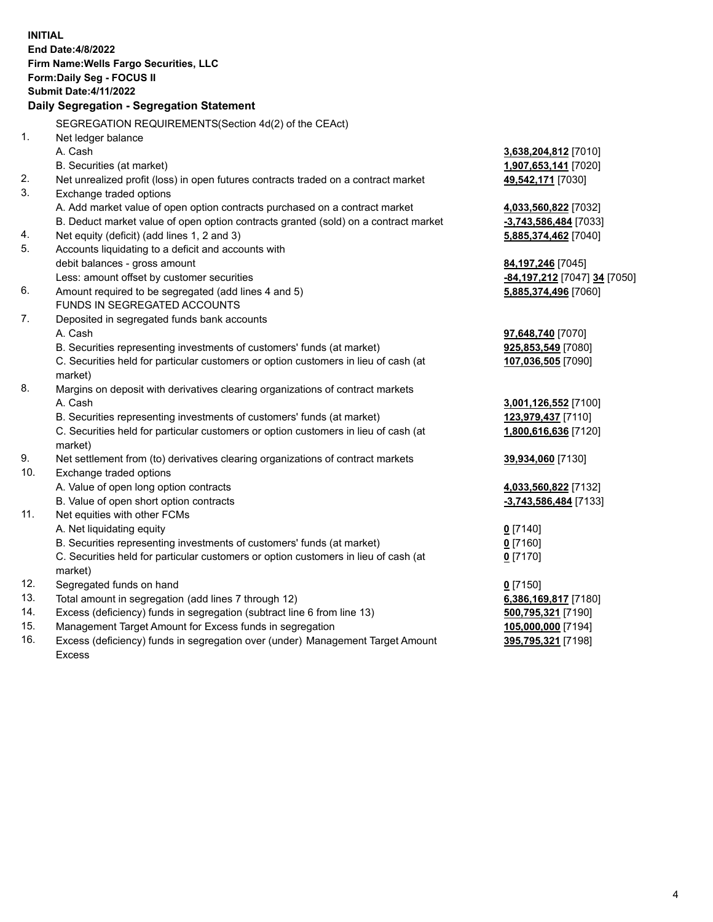**INITIAL**
**End Date:4/8/2022**
**Firm Name:Wells Fargo Securities, LLC**
**Form:Daily Seg - FOCUS II**
**Submit Date:4/11/2022**

## Daily Segregation - Segregation Statement

| | | |
|---|---|---|
| | SEGREGATION REQUIREMENTS(Section 4d(2) of the CEAct) | |
| 1. | Net ledger balance | |
| | A. Cash | **3,638,204,812** [7010] |
| | B. Securities (at market) | **1,907,653,141** [7020] |
| 2. | Net unrealized profit (loss) in open futures contracts traded on a contract market | **49,542,171** [7030] |
| 3. | Exchange traded options | |
| | A. Add market value of open option contracts purchased on a contract market | **4,033,560,822** [7032] |
| | B. Deduct market value of open option contracts granted (sold) on a contract market | **-3,743,586,484** [7033] |
| 4. | Net equity (deficit) (add lines 1, 2 and 3) | **5,885,374,462** [7040] |
| 5. | Accounts liquidating to a deficit and accounts with debit balances - gross amount | **84,197,246** [7045] |
| | Less: amount offset by customer securities | **-84,197,212** [7047] **34** [7050] |
| 6. | Amount required to be segregated (add lines 4 and 5) | **5,885,374,496** [7060] |
| | FUNDS IN SEGREGATED ACCOUNTS | |
| 7. | Deposited in segregated funds bank accounts | |
| | A. Cash | **97,648,740** [7070] |
| | B. Securities representing investments of customers' funds (at market) | **925,853,549** [7080] |
| | C. Securities held for particular customers or option customers in lieu of cash (at market) | **107,036,505** [7090] |
| 8. | Margins on deposit with derivatives clearing organizations of contract markets | |
| | A. Cash | **3,001,126,552** [7100] |
| | B. Securities representing investments of customers' funds (at market) | **123,979,437** [7110] |
| | C. Securities held for particular customers or option customers in lieu of cash (at market) | **1,800,616,636** [7120] |
| 9. | Net settlement from (to) derivatives clearing organizations of contract markets | **39,934,060** [7130] |
| 10. | Exchange traded options | |
| | A. Value of open long option contracts | **4,033,560,822** [7132] |
| | B. Value of open short option contracts | **-3,743,586,484** [7133] |
| 11. | Net equities with other FCMs | |
| | A. Net liquidating equity | **0** [7140] |
| | B. Securities representing investments of customers' funds (at market) | **0** [7160] |
| | C. Securities held for particular customers or option customers in lieu of cash (at market) | **0** [7170] |
| 12. | Segregated funds on hand | **0** [7150] |
| 13. | Total amount in segregation (add lines 7 through 12) | **6,386,169,817** [7180] |
| 14. | Excess (deficiency) funds in segregation (subtract line 6 from line 13) | **500,795,321** [7190] |
| 15. | Management Target Amount for Excess funds in segregation | **105,000,000** [7194] |
| 16. | Excess (deficiency) funds in segregation over (under) Management Target Amount Excess | **395,795,321** [7198] |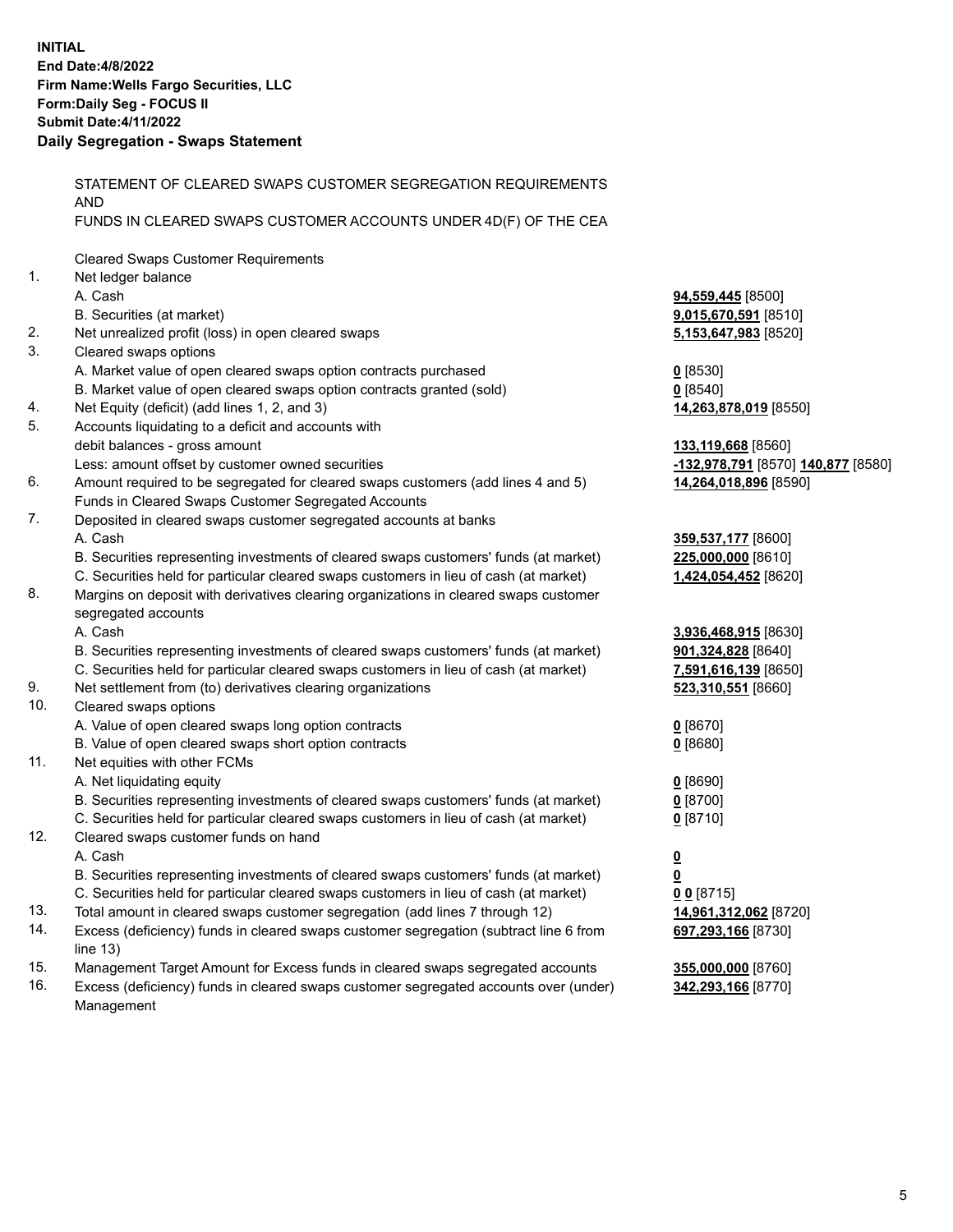**INITIAL**
**End Date:4/8/2022**
**Firm Name:Wells Fargo Securities, LLC**
**Form:Daily Seg - FOCUS II**
**Submit Date:4/11/2022**
**Daily Segregation - Swaps Statement**

STATEMENT OF CLEARED SWAPS CUSTOMER SEGREGATION REQUIREMENTS AND
FUNDS IN CLEARED SWAPS CUSTOMER ACCOUNTS UNDER 4D(F) OF THE CEA

| | | |
|---|---|---|
| | Cleared Swaps Customer Requirements | |
| 1. | Net ledger balance | |
| | A. Cash | **94,559,445** [8500] |
| | B. Securities (at market) | **9,015,670,591** [8510] |
| 2. | Net unrealized profit (loss) in open cleared swaps | **5,153,647,983** [8520] |
| 3. | Cleared swaps options | |
| | A. Market value of open cleared swaps option contracts purchased | **0** [8530] |
| | B. Market value of open cleared swaps option contracts granted (sold) | **0** [8540] |
| 4. | Net Equity (deficit) (add lines 1, 2, and 3) | **14,263,878,019** [8550] |
| 5. | Accounts liquidating to a deficit and accounts with debit balances - gross amount | **133,119,668** [8560] |
| | Less: amount offset by customer owned securities | **-132,978,791** [8570] **140,877** [8580] |
| 6. | Amount required to be segregated for cleared swaps customers (add lines 4 and 5) | **14,264,018,896** [8590] |
| | Funds in Cleared Swaps Customer Segregated Accounts | |
| 7. | Deposited in cleared swaps customer segregated accounts at banks | |
| | A. Cash | **359,537,177** [8600] |
| | B. Securities representing investments of cleared swaps customers' funds (at market) | **225,000,000** [8610] |
| | C. Securities held for particular cleared swaps customers in lieu of cash (at market) | **1,424,054,452** [8620] |
| 8. | Margins on deposit with derivatives clearing organizations in cleared swaps customer segregated accounts | |
| | A. Cash | **3,936,468,915** [8630] |
| | B. Securities representing investments of cleared swaps customers' funds (at market) | **901,324,828** [8640] |
| | C. Securities held for particular cleared swaps customers in lieu of cash (at market) | **7,591,616,139** [8650] |
| 9. | Net settlement from (to) derivatives clearing organizations | **523,310,551** [8660] |
| 10. | Cleared swaps options | |
| | A. Value of open cleared swaps long option contracts | **0** [8670] |
| | B. Value of open cleared swaps short option contracts | **0** [8680] |
| 11. | Net equities with other FCMs | |
| | A. Net liquidating equity | **0** [8690] |
| | B. Securities representing investments of cleared swaps customers' funds (at market) | **0** [8700] |
| | C. Securities held for particular cleared swaps customers in lieu of cash (at market) | **0** [8710] |
| 12. | Cleared swaps customer funds on hand | |
| | A. Cash | **0** |
| | B. Securities representing investments of cleared swaps customers' funds (at market) | **0** |
| | C. Securities held for particular cleared swaps customers in lieu of cash (at market) | **0** **0** [8715] |
| 13. | Total amount in cleared swaps customer segregation (add lines 7 through 12) | **14,961,312,062** [8720] |
| 14. | Excess (deficiency) funds in cleared swaps customer segregation (subtract line 6 from line 13) | **697,293,166** [8730] |
| 15. | Management Target Amount for Excess funds in cleared swaps segregated accounts | **355,000,000** [8760] |
| 16. | Excess (deficiency) funds in cleared swaps customer segregated accounts over (under) Management | **342,293,166** [8770] |